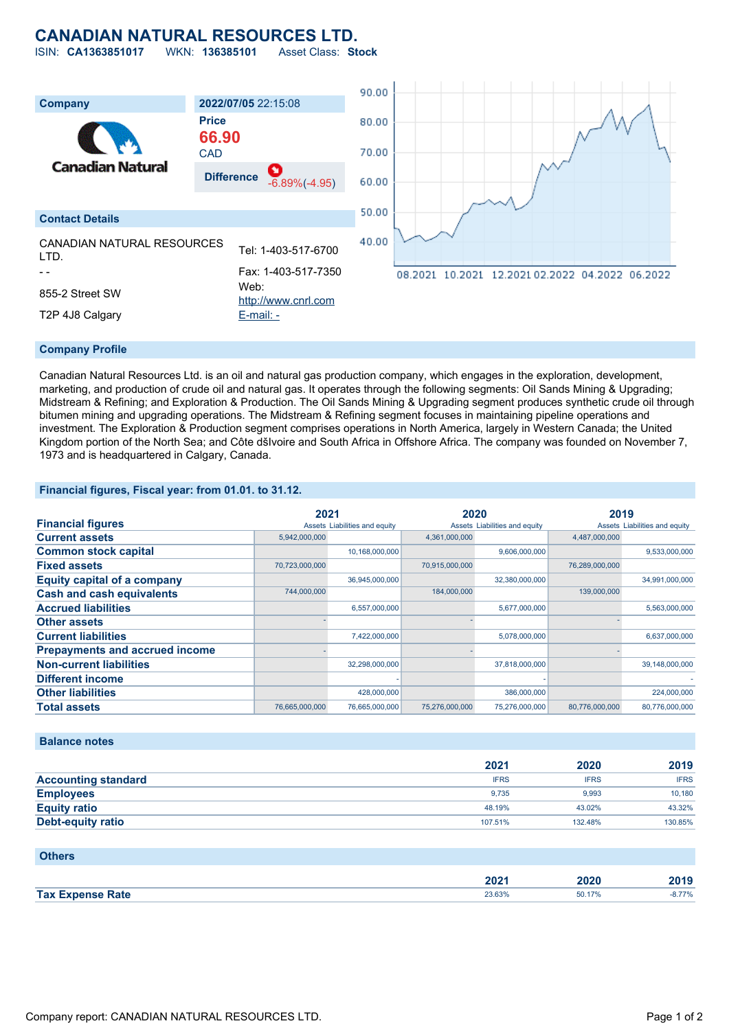# CANADIAN NATURAL RESOURCES LTD.

ISIN: **CA1363851017** WKN: **136385101** Asset Class: **Stock**

| Company | 2022/07/05 22:15:08 |
|---|---|
| Canadian Natural | **Price** 66.90 CAD |
| | **Difference** -6.89%(-4.95) |

## Contact Details

CANADIAN NATURAL RESOURCES LTD.

\- -

855-2 Street SW

T2P 4J8 Calgary

Tel: 1-403-517-6700

Fax: 1-403-517-7350

Web: http://www.cnrl.com

E-mail: -

## Company Profile

Canadian Natural Resources Ltd. is an oil and natural gas production company, which engages in the exploration, development, marketing, and production of crude oil and natural gas. It operates through the following segments: Oil Sands Mining & Upgrading; Midstream & Refining; and Exploration & Production. The Oil Sands Mining & Upgrading segment produces synthetic crude oil through bitumen mining and upgrading operations. The Midstream & Refining segment focuses in maintaining pipeline operations and investment. The Exploration & Production segment comprises operations in North America, largely in Western Canada; the United Kingdom portion of the North Sea; and Côte dšIvoire and South Africa in Offshore Africa. The company was founded on November 7, 1973 and is headquartered in Calgary, Canada.

## Financial figures, Fiscal year: from 01.01. to 31.12.

| Financial figures | 2021 | | 2020 | | 2019 | |
|---|---|---|---|---|---|---|
| | Assets | Liabilities and equity | Assets | Liabilities and equity | Assets | Liabilities and equity |
| Current assets | 5,942,000,000 | | 4,361,000,000 | | 4,487,000,000 | |
| Common stock capital | | 10,168,000,000 | | 9,606,000,000 | | 9,533,000,000 |
| Fixed assets | 70,723,000,000 | | 70,915,000,000 | | 76,289,000,000 | |
| Equity capital of a company | | 36,945,000,000 | | 32,380,000,000 | | 34,991,000,000 |
| Cash and cash equivalents | 744,000,000 | | 184,000,000 | | 139,000,000 | |
| Accrued liabilities | | 6,557,000,000 | | 5,677,000,000 | | 5,563,000,000 |
| Other assets | - | | - | | - | |
| Current liabilities | | 7,422,000,000 | | 5,078,000,000 | | 6,637,000,000 |
| Prepayments and accrued income | - | | - | | - | |
| Non-current liabilities | | 32,298,000,000 | | 37,818,000,000 | | 39,148,000,000 |
| Different income | | - | | - | | - |
| Other liabilities | | 428,000,000 | | 386,000,000 | | 224,000,000 |
| Total assets | 76,665,000,000 | 76,665,000,000 | 75,276,000,000 | 75,276,000,000 | 80,776,000,000 | 80,776,000,000 |

## Balance notes

| | 2021 | 2020 | 2019 |
|---|---|---|---|
| Accounting standard | IFRS | IFRS | IFRS |
| Employees | 9,735 | 9,993 | 10,180 |
| Equity ratio | 48.19% | 43.02% | 43.32% |
| Debt-equity ratio | 107.51% | 132.48% | 130.85% |

## Others

| | 2021 | 2020 | 2019 |
|---|---|---|---|
| Tax Expense Rate | 23.63% | 50.17% | -8.77% |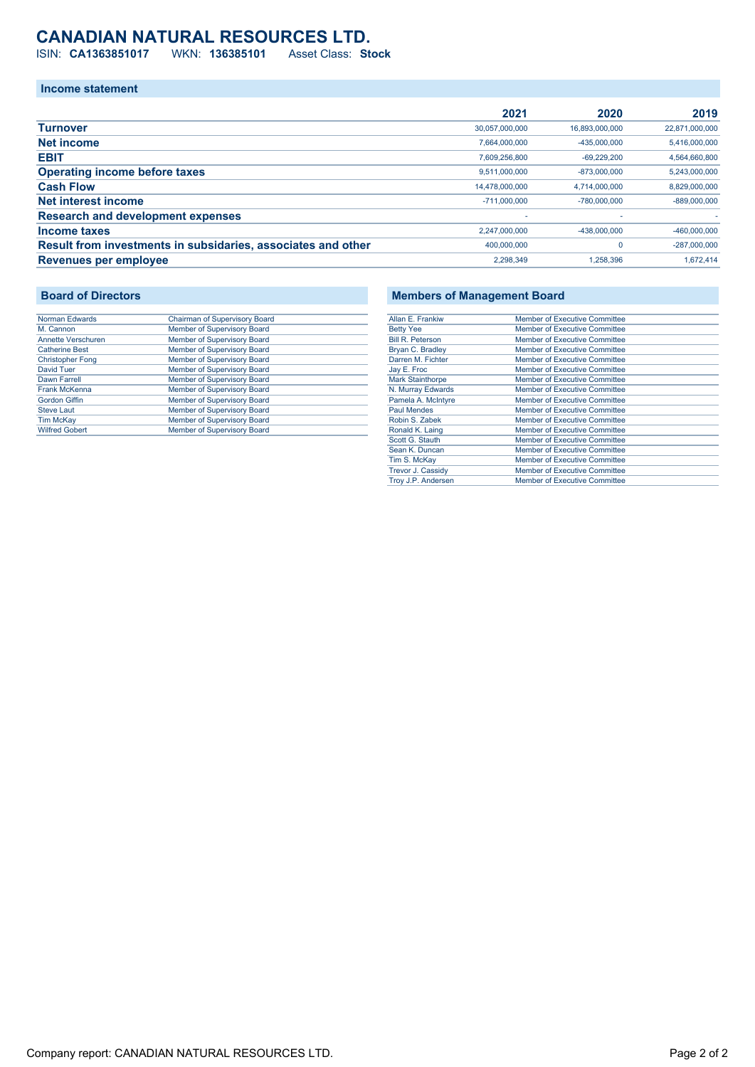# CANADIAN NATURAL RESOURCES LTD.

ISIN: **CA1363851017** WKN: **136385101** Asset Class: **Stock**

## Income statement

| | 2021 | 2020 | 2019 |
|---|---|---|---|
| **Turnover** | 30,057,000,000 | 16,893,000,000 | 22,871,000,000 |
| **Net income** | 7,664,000,000 | -435,000,000 | 5,416,000,000 |
| **EBIT** | 7,609,256,800 | -69,229,200 | 4,564,660,800 |
| **Operating income before taxes** | 9,511,000,000 | -873,000,000 | 5,243,000,000 |
| **Cash Flow** | 14,478,000,000 | 4,714,000,000 | 8,829,000,000 |
| **Net interest income** | -711,000,000 | -780,000,000 | -889,000,000 |
| **Research and development expenses** | - | - | - |
| **Income taxes** | 2,247,000,000 | -438,000,000 | -460,000,000 |
| **Result from investments in subsidaries, associates and other** | 400,000,000 | 0 | -287,000,000 |
| **Revenues per employee** | 2,298,349 | 1,258,396 | 1,672,414 |

## Board of Directors

| | |
|---|---|
| Norman Edwards | Chairman of Supervisory Board |
| M. Cannon | Member of Supervisory Board |
| Annette Verschuren | Member of Supervisory Board |
| Catherine Best | Member of Supervisory Board |
| Christopher Fong | Member of Supervisory Board |
| David Tuer | Member of Supervisory Board |
| Dawn Farrell | Member of Supervisory Board |
| Frank McKenna | Member of Supervisory Board |
| Gordon Giffin | Member of Supervisory Board |
| Steve Laut | Member of Supervisory Board |
| Tim McKay | Member of Supervisory Board |
| Wilfred Gobert | Member of Supervisory Board |

## Members of Management Board

| | |
|---|---|
| Allan E. Frankiw | Member of Executive Committee |
| Betty Yee | Member of Executive Committee |
| Bill R. Peterson | Member of Executive Committee |
| Bryan C. Bradley | Member of Executive Committee |
| Darren M. Fichter | Member of Executive Committee |
| Jay E. Froc | Member of Executive Committee |
| Mark Stainthorpe | Member of Executive Committee |
| N. Murray Edwards | Member of Executive Committee |
| Pamela A. McIntyre | Member of Executive Committee |
| Paul Mendes | Member of Executive Committee |
| Robin S. Zabek | Member of Executive Committee |
| Ronald K. Laing | Member of Executive Committee |
| Scott G. Stauth | Member of Executive Committee |
| Sean K. Duncan | Member of Executive Committee |
| Tim S. McKay | Member of Executive Committee |
| Trevor J. Cassidy | Member of Executive Committee |
| Troy J.P. Andersen | Member of Executive Committee |